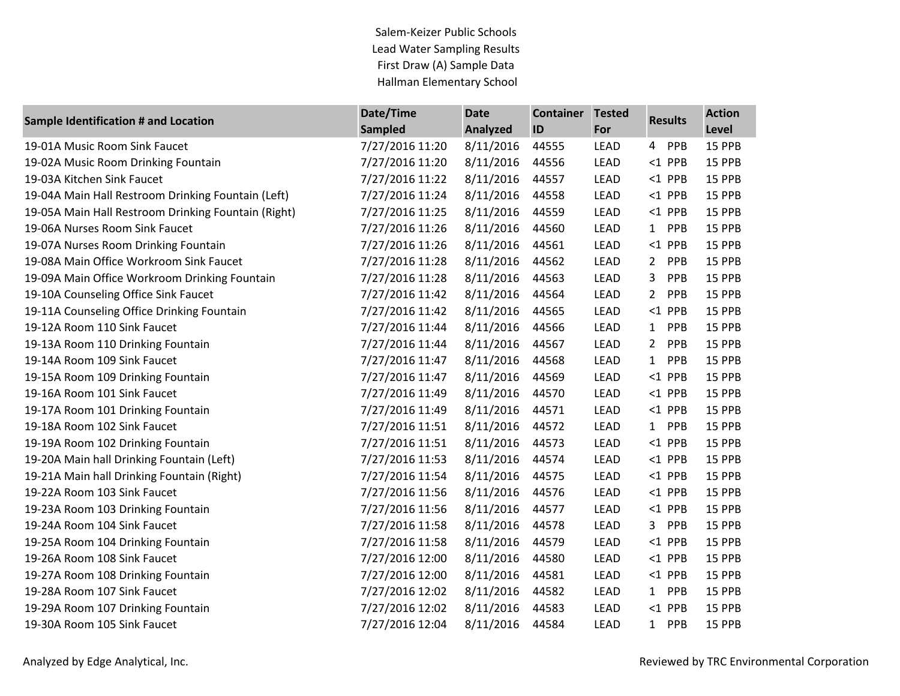Salem-Keizer Public Schools
Lead Water Sampling Results
First Draw (A) Sample Data
Hallman Elementary School

| Sample Identification # and Location | Date/Time Sampled | Date Analyzed | Container ID | Tested For | Results | Action Level |
|---|---|---|---|---|---|---|
| 19-01A Music Room Sink Faucet | 7/27/2016 11:20 | 8/11/2016 | 44555 | LEAD | 4 PPB | 15 PPB |
| 19-02A Music Room Drinking Fountain | 7/27/2016 11:20 | 8/11/2016 | 44556 | LEAD | <1 PPB | 15 PPB |
| 19-03A Kitchen Sink Faucet | 7/27/2016 11:22 | 8/11/2016 | 44557 | LEAD | <1 PPB | 15 PPB |
| 19-04A Main Hall Restroom Drinking Fountain (Left) | 7/27/2016 11:24 | 8/11/2016 | 44558 | LEAD | <1 PPB | 15 PPB |
| 19-05A Main Hall Restroom Drinking Fountain (Right) | 7/27/2016 11:25 | 8/11/2016 | 44559 | LEAD | <1 PPB | 15 PPB |
| 19-06A Nurses Room Sink Faucet | 7/27/2016 11:26 | 8/11/2016 | 44560 | LEAD | 1 PPB | 15 PPB |
| 19-07A Nurses Room Drinking Fountain | 7/27/2016 11:26 | 8/11/2016 | 44561 | LEAD | <1 PPB | 15 PPB |
| 19-08A Main Office Workroom Sink Faucet | 7/27/2016 11:28 | 8/11/2016 | 44562 | LEAD | 2 PPB | 15 PPB |
| 19-09A Main Office Workroom Drinking Fountain | 7/27/2016 11:28 | 8/11/2016 | 44563 | LEAD | 3 PPB | 15 PPB |
| 19-10A Counseling Office Sink Faucet | 7/27/2016 11:42 | 8/11/2016 | 44564 | LEAD | 2 PPB | 15 PPB |
| 19-11A Counseling Office Drinking Fountain | 7/27/2016 11:42 | 8/11/2016 | 44565 | LEAD | <1 PPB | 15 PPB |
| 19-12A Room 110 Sink Faucet | 7/27/2016 11:44 | 8/11/2016 | 44566 | LEAD | 1 PPB | 15 PPB |
| 19-13A Room 110 Drinking Fountain | 7/27/2016 11:44 | 8/11/2016 | 44567 | LEAD | 2 PPB | 15 PPB |
| 19-14A Room 109 Sink Faucet | 7/27/2016 11:47 | 8/11/2016 | 44568 | LEAD | 1 PPB | 15 PPB |
| 19-15A Room 109 Drinking Fountain | 7/27/2016 11:47 | 8/11/2016 | 44569 | LEAD | <1 PPB | 15 PPB |
| 19-16A Room 101 Sink Faucet | 7/27/2016 11:49 | 8/11/2016 | 44570 | LEAD | <1 PPB | 15 PPB |
| 19-17A Room 101 Drinking Fountain | 7/27/2016 11:49 | 8/11/2016 | 44571 | LEAD | <1 PPB | 15 PPB |
| 19-18A Room 102 Sink Faucet | 7/27/2016 11:51 | 8/11/2016 | 44572 | LEAD | 1 PPB | 15 PPB |
| 19-19A Room 102 Drinking Fountain | 7/27/2016 11:51 | 8/11/2016 | 44573 | LEAD | <1 PPB | 15 PPB |
| 19-20A Main hall Drinking Fountain (Left) | 7/27/2016 11:53 | 8/11/2016 | 44574 | LEAD | <1 PPB | 15 PPB |
| 19-21A Main hall Drinking Fountain (Right) | 7/27/2016 11:54 | 8/11/2016 | 44575 | LEAD | <1 PPB | 15 PPB |
| 19-22A Room 103 Sink Faucet | 7/27/2016 11:56 | 8/11/2016 | 44576 | LEAD | <1 PPB | 15 PPB |
| 19-23A Room 103 Drinking Fountain | 7/27/2016 11:56 | 8/11/2016 | 44577 | LEAD | <1 PPB | 15 PPB |
| 19-24A Room 104 Sink Faucet | 7/27/2016 11:58 | 8/11/2016 | 44578 | LEAD | 3 PPB | 15 PPB |
| 19-25A Room 104 Drinking Fountain | 7/27/2016 11:58 | 8/11/2016 | 44579 | LEAD | <1 PPB | 15 PPB |
| 19-26A Room 108 Sink Faucet | 7/27/2016 12:00 | 8/11/2016 | 44580 | LEAD | <1 PPB | 15 PPB |
| 19-27A Room 108 Drinking Fountain | 7/27/2016 12:00 | 8/11/2016 | 44581 | LEAD | <1 PPB | 15 PPB |
| 19-28A Room 107 Sink Faucet | 7/27/2016 12:02 | 8/11/2016 | 44582 | LEAD | 1 PPB | 15 PPB |
| 19-29A Room 107 Drinking Fountain | 7/27/2016 12:02 | 8/11/2016 | 44583 | LEAD | <1 PPB | 15 PPB |
| 19-30A Room 105 Sink Faucet | 7/27/2016 12:04 | 8/11/2016 | 44584 | LEAD | 1 PPB | 15 PPB |

Analyzed by Edge Analytical, Inc.

Reviewed by TRC Environmental Corporation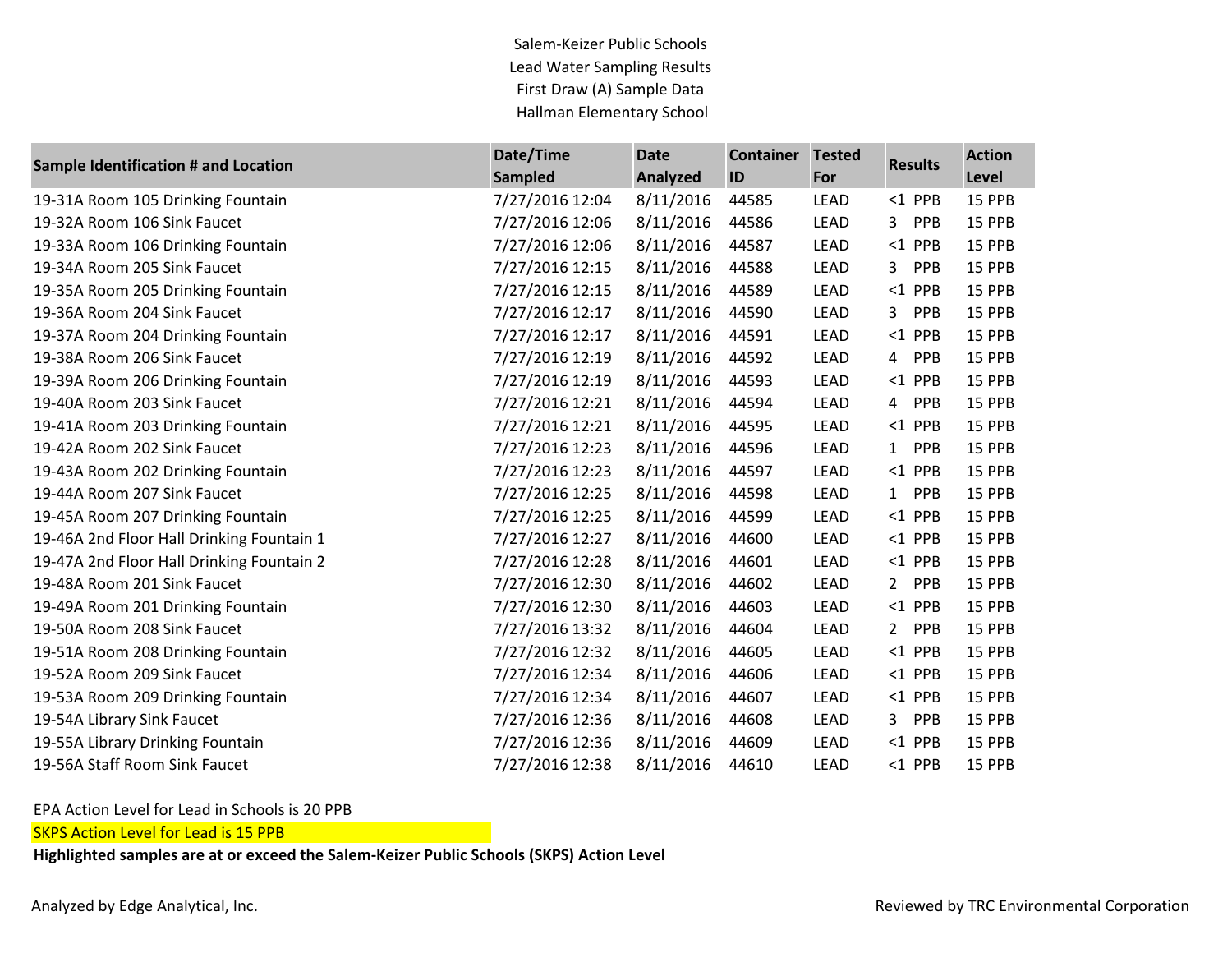Salem-Keizer Public Schools
Lead Water Sampling Results
First Draw (A) Sample Data
Hallman Elementary School

| Sample Identification # and Location | Date/Time Sampled | Date Analyzed | Container ID | Tested For | Results | Action Level |
|---|---|---|---|---|---|---|
| 19-31A Room 105 Drinking Fountain | 7/27/2016 12:04 | 8/11/2016 | 44585 | LEAD | <1 PPB | 15 PPB |
| 19-32A Room 106 Sink Faucet | 7/27/2016 12:06 | 8/11/2016 | 44586 | LEAD | 3 PPB | 15 PPB |
| 19-33A Room 106 Drinking Fountain | 7/27/2016 12:06 | 8/11/2016 | 44587 | LEAD | <1 PPB | 15 PPB |
| 19-34A Room 205 Sink Faucet | 7/27/2016 12:15 | 8/11/2016 | 44588 | LEAD | 3 PPB | 15 PPB |
| 19-35A Room 205 Drinking Fountain | 7/27/2016 12:15 | 8/11/2016 | 44589 | LEAD | <1 PPB | 15 PPB |
| 19-36A Room 204 Sink Faucet | 7/27/2016 12:17 | 8/11/2016 | 44590 | LEAD | 3 PPB | 15 PPB |
| 19-37A Room 204 Drinking Fountain | 7/27/2016 12:17 | 8/11/2016 | 44591 | LEAD | <1 PPB | 15 PPB |
| 19-38A Room 206 Sink Faucet | 7/27/2016 12:19 | 8/11/2016 | 44592 | LEAD | 4 PPB | 15 PPB |
| 19-39A Room 206 Drinking Fountain | 7/27/2016 12:19 | 8/11/2016 | 44593 | LEAD | <1 PPB | 15 PPB |
| 19-40A Room 203 Sink Faucet | 7/27/2016 12:21 | 8/11/2016 | 44594 | LEAD | 4 PPB | 15 PPB |
| 19-41A Room 203 Drinking Fountain | 7/27/2016 12:21 | 8/11/2016 | 44595 | LEAD | <1 PPB | 15 PPB |
| 19-42A Room 202 Sink Faucet | 7/27/2016 12:23 | 8/11/2016 | 44596 | LEAD | 1 PPB | 15 PPB |
| 19-43A Room 202 Drinking Fountain | 7/27/2016 12:23 | 8/11/2016 | 44597 | LEAD | <1 PPB | 15 PPB |
| 19-44A Room 207 Sink Faucet | 7/27/2016 12:25 | 8/11/2016 | 44598 | LEAD | 1 PPB | 15 PPB |
| 19-45A Room 207 Drinking Fountain | 7/27/2016 12:25 | 8/11/2016 | 44599 | LEAD | <1 PPB | 15 PPB |
| 19-46A 2nd Floor Hall Drinking Fountain 1 | 7/27/2016 12:27 | 8/11/2016 | 44600 | LEAD | <1 PPB | 15 PPB |
| 19-47A 2nd Floor Hall Drinking Fountain 2 | 7/27/2016 12:28 | 8/11/2016 | 44601 | LEAD | <1 PPB | 15 PPB |
| 19-48A Room 201 Sink Faucet | 7/27/2016 12:30 | 8/11/2016 | 44602 | LEAD | 2 PPB | 15 PPB |
| 19-49A Room 201 Drinking Fountain | 7/27/2016 12:30 | 8/11/2016 | 44603 | LEAD | <1 PPB | 15 PPB |
| 19-50A Room 208 Sink Faucet | 7/27/2016 13:32 | 8/11/2016 | 44604 | LEAD | 2 PPB | 15 PPB |
| 19-51A Room 208 Drinking Fountain | 7/27/2016 12:32 | 8/11/2016 | 44605 | LEAD | <1 PPB | 15 PPB |
| 19-52A Room 209 Sink Faucet | 7/27/2016 12:34 | 8/11/2016 | 44606 | LEAD | <1 PPB | 15 PPB |
| 19-53A Room 209 Drinking Fountain | 7/27/2016 12:34 | 8/11/2016 | 44607 | LEAD | <1 PPB | 15 PPB |
| 19-54A Library Sink Faucet | 7/27/2016 12:36 | 8/11/2016 | 44608 | LEAD | 3 PPB | 15 PPB |
| 19-55A Library Drinking Fountain | 7/27/2016 12:36 | 8/11/2016 | 44609 | LEAD | <1 PPB | 15 PPB |
| 19-56A Staff Room Sink Faucet | 7/27/2016 12:38 | 8/11/2016 | 44610 | LEAD | <1 PPB | 15 PPB |

EPA Action Level for Lead in Schools is 20 PPB

SKPS Action Level for Lead is 15 PPB

**Highlighted samples are at or exceed the Salem-Keizer Public Schools (SKPS) Action Level**

Analyzed by Edge Analytical, Inc.

Reviewed by TRC Environmental Corporation